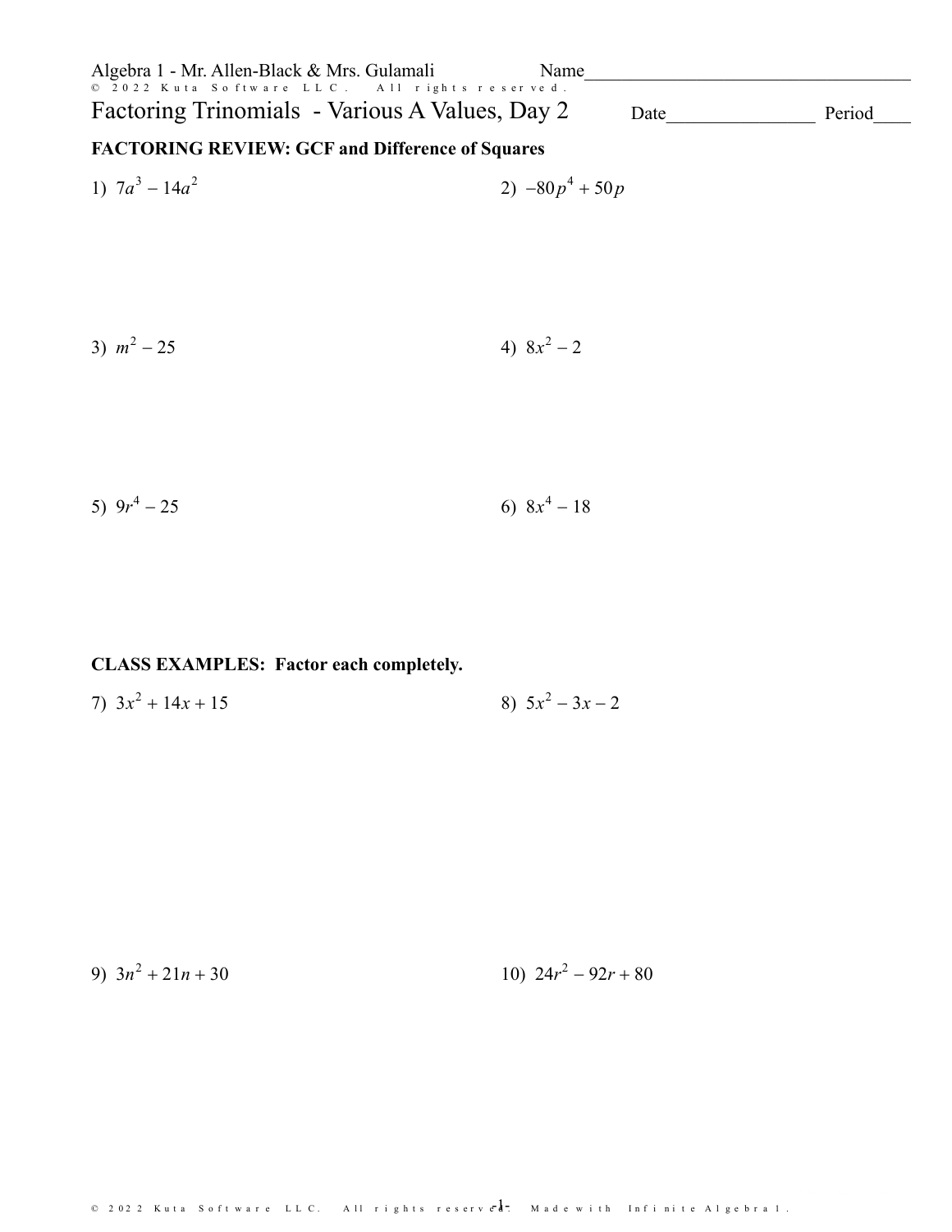Algebra 1 - Mr. Allen-Black & Mrs. Gulamali

Name\_\_\_\_\_\_\_\_\_\_\_\_\_\_\_\_\_\_\_\_\_\_\_\_\_\_\_\_\_\_\_\_\_\_\_\_

# Factoring Trinomials - Various A Values, Day 2

Date\_\_\_\_\_\_\_\_\_\_\_\_\_\_\_\_ Period\_\_\_\_

**FACTORING REVIEW: GCF and Difference of Squares**

1) $7a^3 - 14a^2$

2) $-80p^4 + 50p$

3) $m^2 - 25$

4) $8x^2 - 2$

5) $9r^4 - 25$

6) $8x^4 - 18$

**CLASS EXAMPLES: Factor each completely.**

7) $3x^2 + 14x + 15$

8) $5x^2 - 3x - 2$

9) $3n^2 + 21n + 30$

10) $24r^2 - 92r + 80$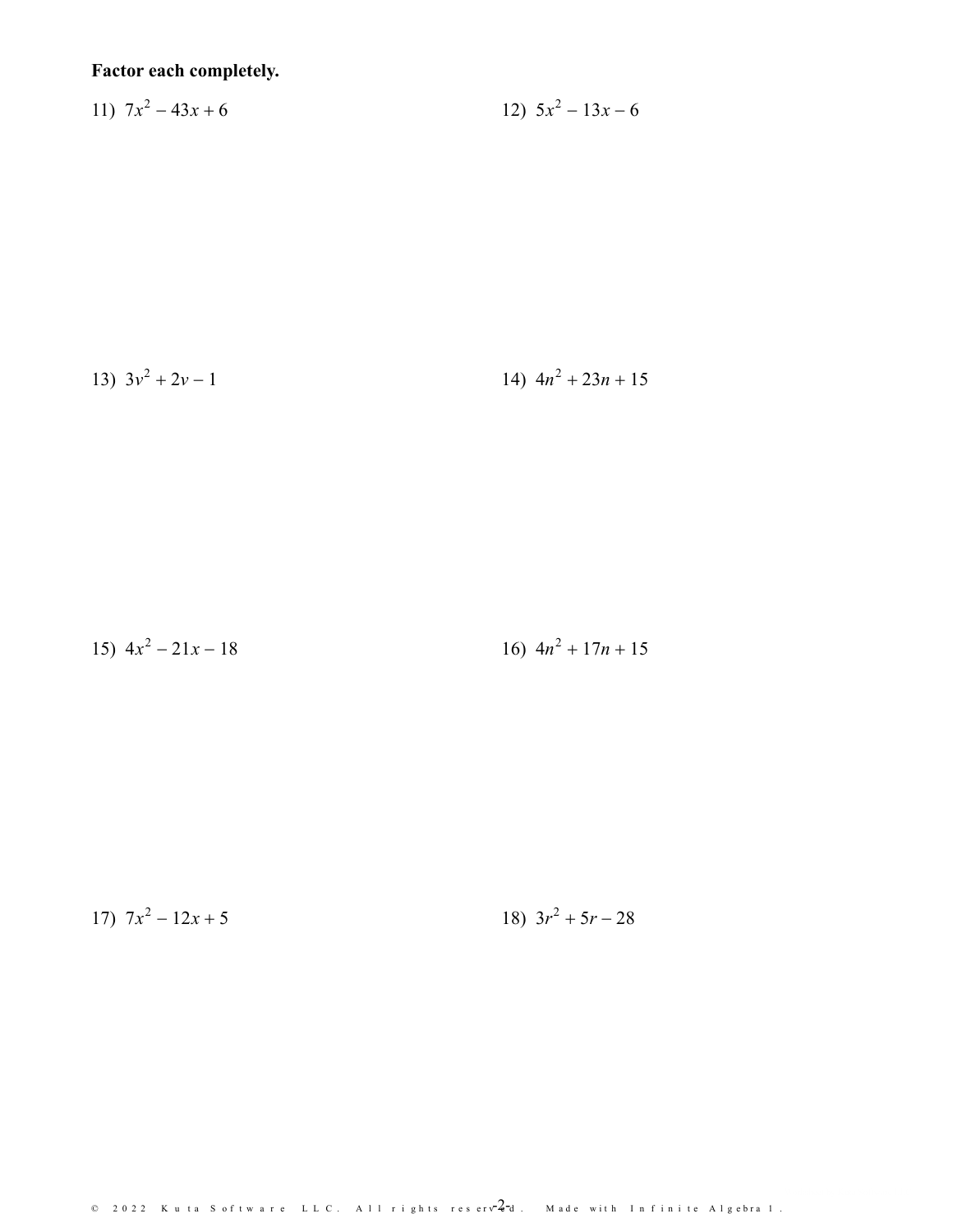**Factor each completely.**

11) $7x^2 - 43x + 6$

12) $5x^2 - 13x - 6$

13) $3v^2 + 2v - 1$

14) $4n^2 + 23n + 15$

15) $4x^2 - 21x - 18$

16) $4n^2 + 17n + 15$

17) $7x^2 - 12x + 5$

18) $3r^2 + 5r - 28$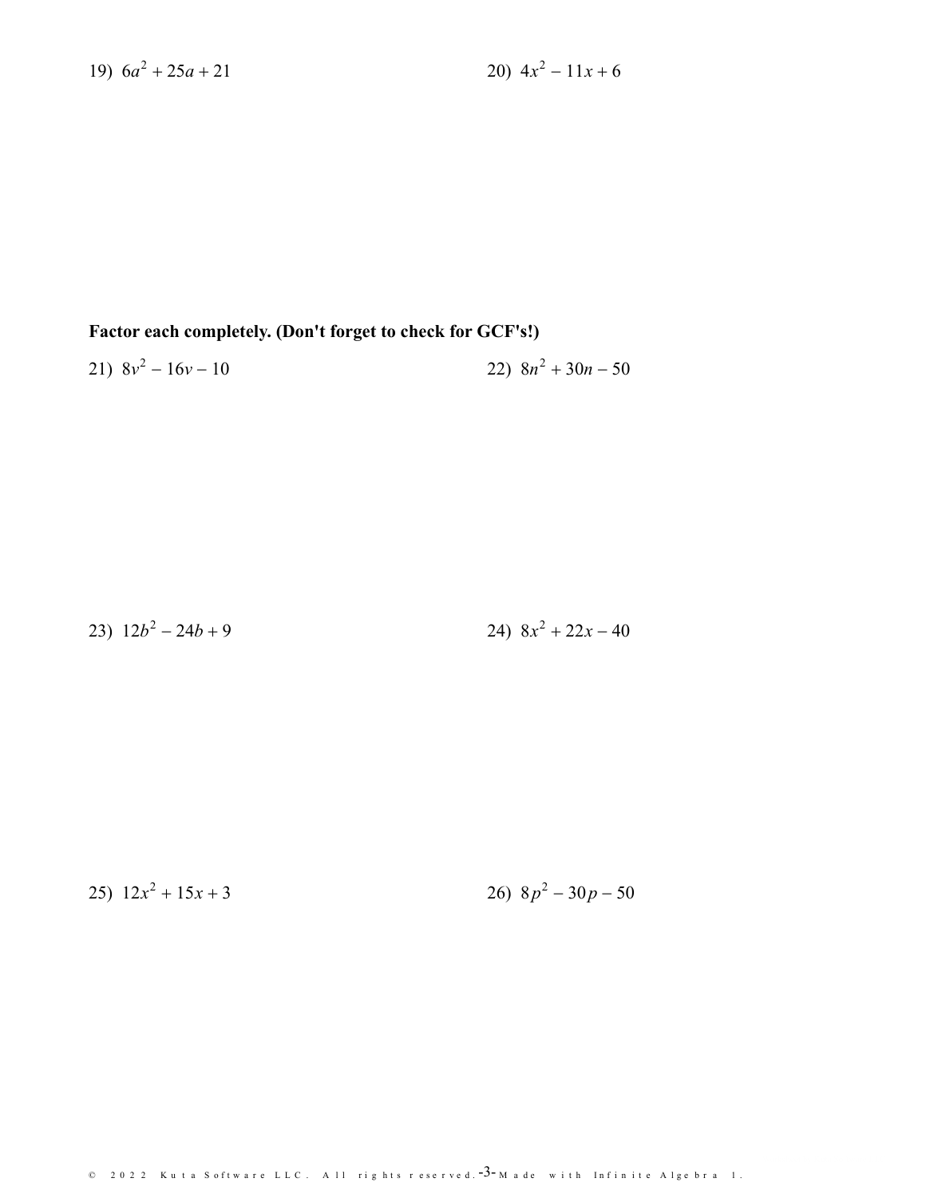19) $6a^2 + 25a + 21$

20) $4x^2 - 11x + 6$

**Factor each completely. (Don't forget to check for GCF's!)**

21) $8v^2 - 16v - 10$

22) $8n^2 + 30n - 50$

23) $12b^2 - 24b + 9$

24) $8x^2 + 22x - 40$

25) $12x^2 + 15x + 3$

26) $8p^2 - 30p - 50$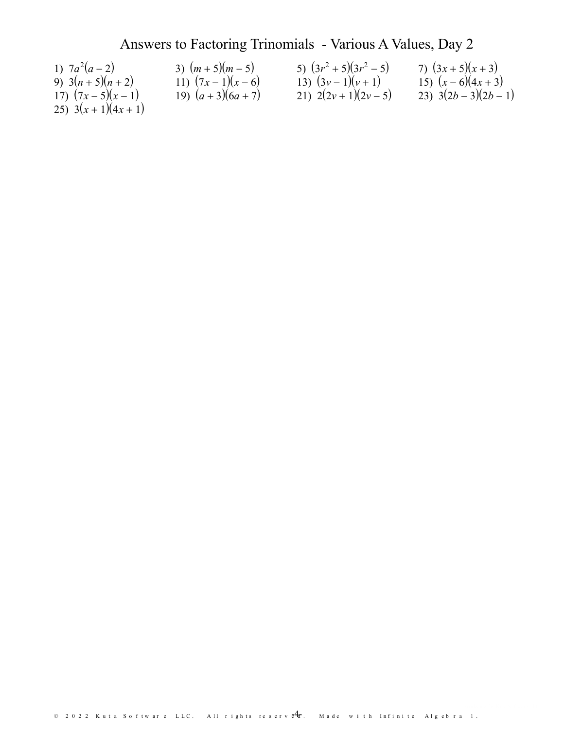# Answers to Factoring Trinomials - Various A Values, Day 2

1) $7a^2(a - 2)$
3) $(m + 5)(m - 5)$
5) $(3r^2 + 5)(3r^2 - 5)$
7) $(3x + 5)(x + 3)$
9) $3(n + 5)(n + 2)$
11) $(7x - 1)(x - 6)$
13) $(3v - 1)(v + 1)$
15) $(x - 6)(4x + 3)$
17) $(7x - 5)(x - 1)$
19) $(a + 3)(6a + 7)$
21) $2(2v + 1)(2v - 5)$
23) $3(2b - 3)(2b - 1)$
25) $3(x + 1)(4x + 1)$